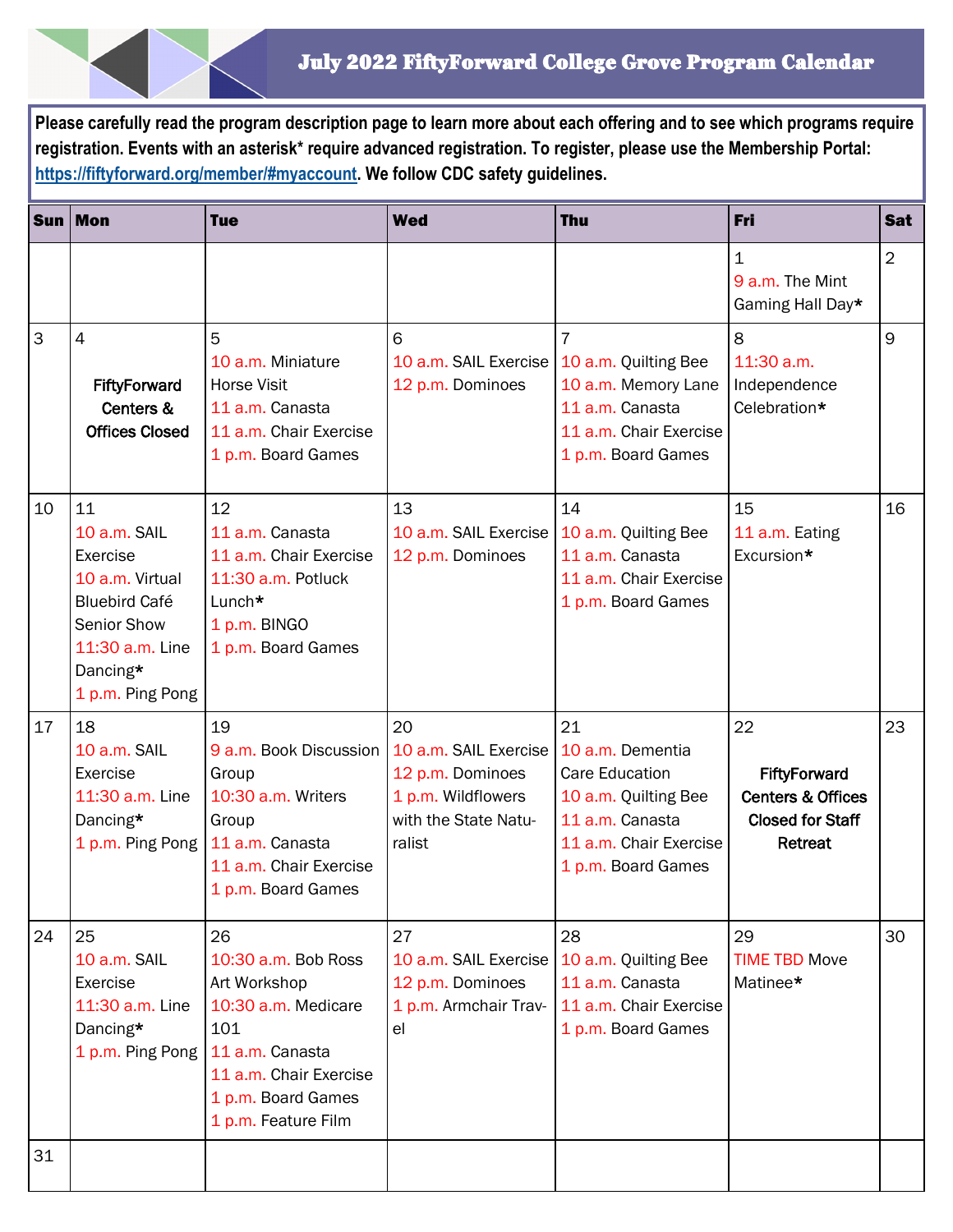# July 2022 FiftyForward College Grove Program Calendar

**Please carefully read the program description page to learn more about each offering and to see which programs require registration. Events with an asterisk* require advanced registration. To register, please use the Membership Portal: https://fiftyforward.org/member/#myaccount. We follow CDC safety guidelines.**

| Sun | Mon | Tue | Wed | Thu | Fri | Sat |
|---|---|---|---|---|---|---|
| | | | | | 1<br>9 a.m. The Mint Gaming Hall Day* | 2 |
| 3 | 4<br>**FiftyForward Centers & Offices Closed** | 5<br>10 a.m. Miniature Horse Visit<br>11 a.m. Canasta<br>11 a.m. Chair Exercise<br>1 p.m. Board Games | 6<br>10 a.m. SAIL Exercise<br>12 p.m. Dominoes | 7<br>10 a.m. Quilting Bee<br>10 a.m. Memory Lane<br>11 a.m. Canasta<br>11 a.m. Chair Exercise<br>1 p.m. Board Games | 8<br>11:30 a.m. Independence Celebration* | 9 |
| 10 | 11<br>10 a.m. SAIL Exercise<br>10 a.m. Virtual Bluebird Café Senior Show<br>11:30 a.m. Line Dancing*<br>1 p.m. Ping Pong | 12<br>11 a.m. Canasta<br>11 a.m. Chair Exercise<br>11:30 a.m. Potluck Lunch*<br>1 p.m. BINGO<br>1 p.m. Board Games | 13<br>10 a.m. SAIL Exercise<br>12 p.m. Dominoes | 14<br>10 a.m. Quilting Bee<br>11 a.m. Canasta<br>11 a.m. Chair Exercise<br>1 p.m. Board Games | 15<br>11 a.m. Eating Excursion* | 16 |
| 17 | 18<br>10 a.m. SAIL Exercise<br>11:30 a.m. Line Dancing*<br>1 p.m. Ping Pong | 19<br>9 a.m. Book Discussion Group<br>10:30 a.m. Writers Group<br>11 a.m. Canasta<br>11 a.m. Chair Exercise<br>1 p.m. Board Games | 20<br>10 a.m. SAIL Exercise<br>12 p.m. Dominoes<br>1 p.m. Wildflowers with the State Naturalist | 21<br>10 a.m. Dementia Care Education<br>10 a.m. Quilting Bee<br>11 a.m. Canasta<br>11 a.m. Chair Exercise<br>1 p.m. Board Games | 22<br>**FiftyForward Centers & Offices Closed for Staff Retreat** | 23 |
| 24 | 25<br>10 a.m. SAIL Exercise<br>11:30 a.m. Line Dancing*<br>1 p.m. Ping Pong | 26<br>10:30 a.m. Bob Ross Art Workshop<br>10:30 a.m. Medicare 101<br>11 a.m. Canasta<br>11 a.m. Chair Exercise<br>1 p.m. Board Games<br>1 p.m. Feature Film | 27<br>10 a.m. SAIL Exercise<br>12 p.m. Dominoes<br>1 p.m. Armchair Travel | 28<br>10 a.m. Quilting Bee<br>11 a.m. Canasta<br>11 a.m. Chair Exercise<br>1 p.m. Board Games | 29<br>TIME TBD Move Matinee* | 30 |
| 31 | | | | | | |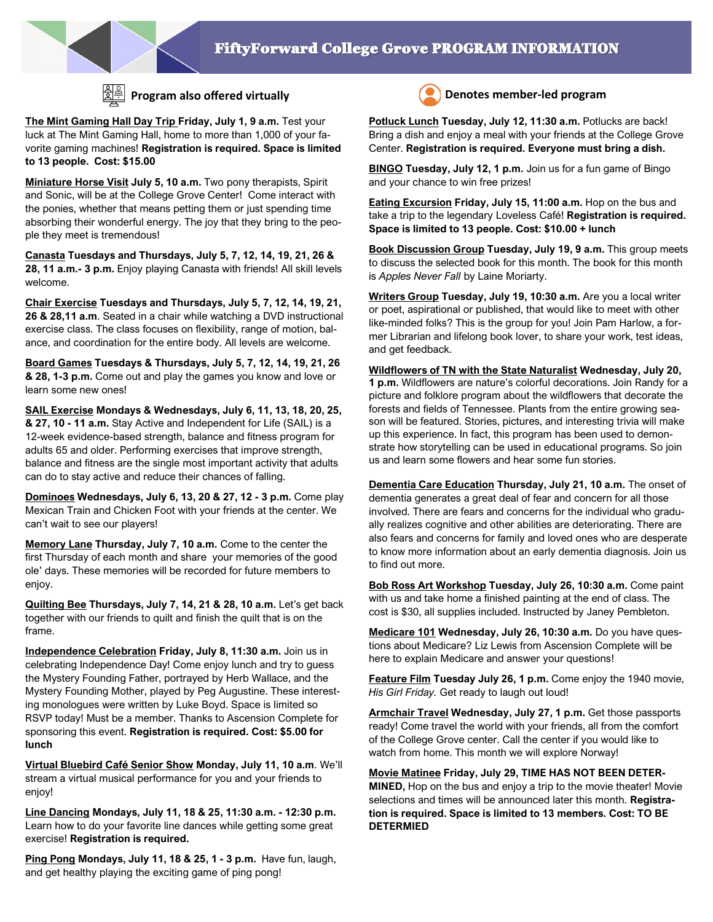# FiftyForward College Grove PROGRAM INFORMATION

Program also offered virtually

Denotes member-led program

**The Mint Gaming Hall Day Trip** **Friday, July 1, 9 a.m.** Test your luck at The Mint Gaming Hall, home to more than 1,000 of your favorite gaming machines! **Registration is required. Space is limited to 13 people. Cost: $15.00**

**Miniature Horse Visit** **July 5, 10 a.m.** Two pony therapists, Spirit and Sonic, will be at the College Grove Center! Come interact with the ponies, whether that means petting them or just spending time absorbing their wonderful energy. The joy that they bring to the people they meet is tremendous!

**Canasta** **Tuesdays and Thursdays, July 5, 7, 12, 14, 19, 21, 26 & 28, 11 a.m.- 3 p.m.** Enjoy playing Canasta with friends! All skill levels welcome.

**Chair Exercise** **Tuesdays and Thursdays, July 5, 7, 12, 14, 19, 21, 26 & 28,11 a.m**. Seated in a chair while watching a DVD instructional exercise class. The class focuses on flexibility, range of motion, balance, and coordination for the entire body. All levels are welcome.

**Board Games** **Tuesdays & Thursdays, July 5, 7, 12, 14, 19, 21, 26 & 28, 1-3 p.m.** Come out and play the games you know and love or learn some new ones!

**SAIL Exercise** **Mondays & Wednesdays, July 6, 11, 13, 18, 20, 25, & 27, 10 - 11 a.m.** Stay Active and Independent for Life (SAIL) is a 12-week evidence-based strength, balance and fitness program for adults 65 and older. Performing exercises that improve strength, balance and fitness are the single most important activity that adults can do to stay active and reduce their chances of falling.

**Dominoes** **Wednesdays, July 6, 13, 20 & 27, 12 - 3 p.m.** Come play Mexican Train and Chicken Foot with your friends at the center. We can't wait to see our players!

**Memory Lane** **Thursday, July 7, 10 a.m.** Come to the center the first Thursday of each month and share your memories of the good ole' days. These memories will be recorded for future members to enjoy.

**Quilting Bee** **Thursdays, July 7, 14, 21 & 28, 10 a.m.** Let's get back together with our friends to quilt and finish the quilt that is on the frame.

**Independence Celebration** **Friday, July 8, 11:30 a.m.** Join us in celebrating Independence Day! Come enjoy lunch and try to guess the Mystery Founding Father, portrayed by Herb Wallace, and the Mystery Founding Mother, played by Peg Augustine. These interesting monologues were written by Luke Boyd. Space is limited so RSVP today! Must be a member. Thanks to Ascension Complete for sponsoring this event. **Registration is required. Cost: $5.00 for lunch**

**Virtual Bluebird Café Senior Show** **Monday, July 11, 10 a.m**. We'll stream a virtual musical performance for you and your friends to enjoy!

**Line Dancing** **Mondays, July 11, 18 & 25, 11:30 a.m. - 12:30 p.m.** Learn how to do your favorite line dances while getting some great exercise! **Registration is required.**

**Ping Pong** **Mondays, July 11, 18 & 25, 1 - 3 p.m.** Have fun, laugh, and get healthy playing the exciting game of ping pong!

**Potluck Lunch** **Tuesday, July 12, 11:30 a.m.** Potlucks are back! Bring a dish and enjoy a meal with your friends at the College Grove Center. **Registration is required. Everyone must bring a dish.**

**BINGO** **Tuesday, July 12, 1 p.m.** Join us for a fun game of Bingo and your chance to win free prizes!

**Eating Excursion** **Friday, July 15, 11:00 a.m.** Hop on the bus and take a trip to the legendary Loveless Café! **Registration is required. Space is limited to 13 people. Cost: $10.00 + lunch**

**Book Discussion Group** **Tuesday, July 19, 9 a.m.** This group meets to discuss the selected book for this month. The book for this month is *Apples Never Fall* by Laine Moriarty.

**Writers Group** **Tuesday, July 19, 10:30 a.m.** Are you a local writer or poet, aspirational or published, that would like to meet with other like-minded folks? This is the group for you! Join Pam Harlow, a former Librarian and lifelong book lover, to share your work, test ideas, and get feedback.

**Wildflowers of TN with the State Naturalist** **Wednesday, July 20, 1 p.m.** Wildflowers are nature's colorful decorations. Join Randy for a picture and folklore program about the wildflowers that decorate the forests and fields of Tennessee. Plants from the entire growing season will be featured. Stories, pictures, and interesting trivia will make up this experience. In fact, this program has been used to demonstrate how storytelling can be used in educational programs. So join us and learn some flowers and hear some fun stories.

**Dementia Care Education** **Thursday, July 21, 10 a.m.** The onset of dementia generates a great deal of fear and concern for all those involved. There are fears and concerns for the individual who gradually realizes cognitive and other abilities are deteriorating. There are also fears and concerns for family and loved ones who are desperate to know more information about an early dementia diagnosis. Join us to find out more.

**Bob Ross Art Workshop** **Tuesday, July 26, 10:30 a.m.** Come paint with us and take home a finished painting at the end of class. The cost is $30, all supplies included. Instructed by Janey Pembleton.

**Medicare 101** **Wednesday, July 26, 10:30 a.m.** Do you have questions about Medicare? Liz Lewis from Ascension Complete will be here to explain Medicare and answer your questions!

**Feature Film** **Tuesday July 26, 1 p.m.** Come enjoy the 1940 movie, *His Girl Friday.* Get ready to laugh out loud!

**Armchair Travel** **Wednesday, July 27, 1 p.m.** Get those passports ready! Come travel the world with your friends, all from the comfort of the College Grove center. Call the center if you would like to watch from home. This month we will explore Norway!

**Movie Matinee** **Friday, July 29, TIME HAS NOT BEEN DETERMINED,** Hop on the bus and enjoy a trip to the movie theater! Movie selections and times will be announced later this month. **Registration is required. Space is limited to 13 members. Cost: TO BE DETERMINED**